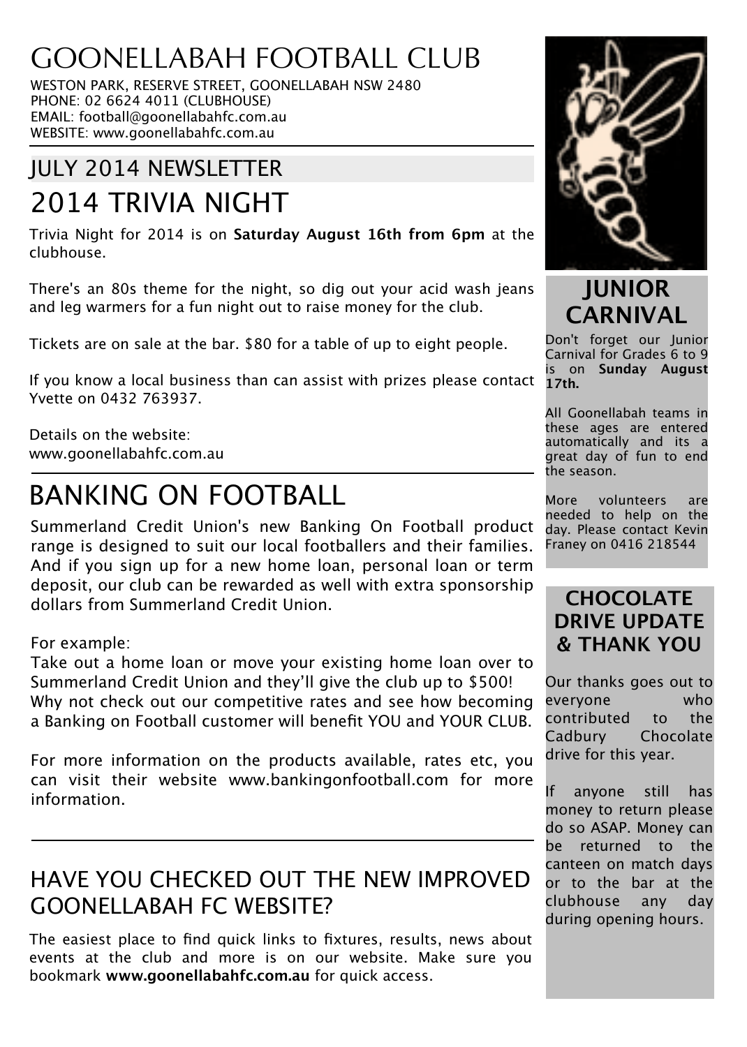# GOONELLABAH FOOTBALL CLUB

WESTON PARK, RESERVE STREET, GOONELLABAH NSW 2480
PHONE: 02 6624 4011 (CLUBHOUSE)
EMAIL: football@goonellabahfc.com.au
WEBSITE: www.goonellabahfc.com.au

## JULY 2014 NEWSLETTER

## 2014 TRIVIA NIGHT

Trivia Night for 2014 is on **Saturday August 16th from 6pm** at the clubhouse.

There's an 80s theme for the night, so dig out your acid wash jeans and leg warmers for a fun night out to raise money for the club.

Tickets are on sale at the bar. $80 for a table of up to eight people.

If you know a local business than can assist with prizes please contact Yvette on 0432 763937.

Details on the website:
www.goonellabahfc.com.au

## BANKING ON FOOTBALL

Summerland Credit Union's new Banking On Football product range is designed to suit our local footballers and their families. And if you sign up for a new home loan, personal loan or term deposit, our club can be rewarded as well with extra sponsorship dollars from Summerland Credit Union.

For example:
Take out a home loan or move your existing home loan over to Summerland Credit Union and they'll give the club up to $500!
Why not check out our competitive rates and see how becoming a Banking on Football customer will benefit YOU and YOUR CLUB.

For more information on the products available, rates etc, you can visit their website www.bankingonfootball.com for more information.

## HAVE YOU CHECKED OUT THE NEW IMPROVED GOONELLABAH FC WEBSITE?

The easiest place to find quick links to fixtures, results, news about events at the club and more is on our website. Make sure you bookmark **www.goonellabahfc.com.au** for quick access.

## JUNIOR CARNIVAL

Don't forget our Junior Carnival for Grades 6 to 9 is on **Sunday August 17th.**

All Goonellabah teams in these ages are entered automatically and its a great day of fun to end the season.

More volunteers are needed to help on the day. Please contact Kevin Franey on 0416 218544

## CHOCOLATE DRIVE UPDATE & THANK YOU

Our thanks goes out to everyone who contributed to the Cadbury Chocolate drive for this year.

If anyone still has money to return please do so ASAP. Money can be returned to the canteen on match days or to the bar at the clubhouse any day during opening hours.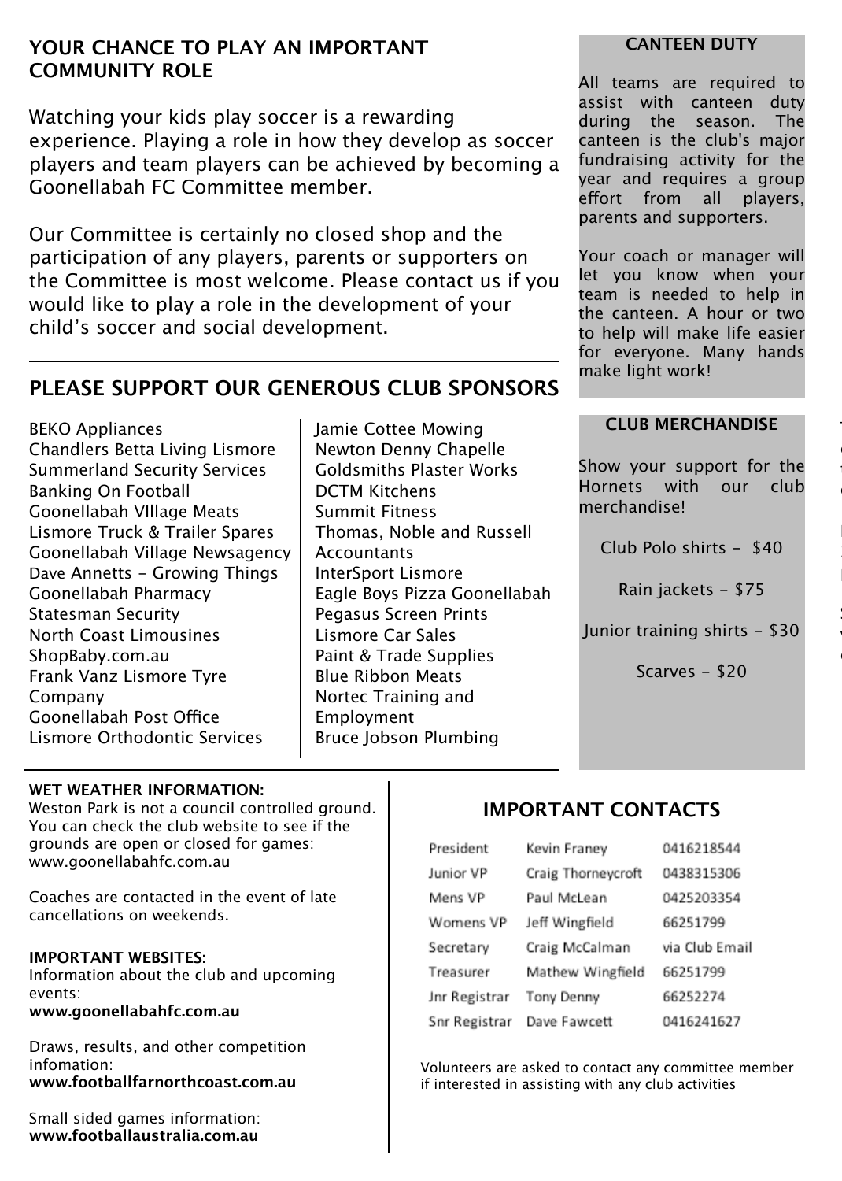## YOUR CHANCE TO PLAY AN IMPORTANT COMMUNITY ROLE

Watching your kids play soccer is a rewarding experience. Playing a role in how they develop as soccer players and team players can be achieved by becoming a Goonellabah FC Committee member.

Our Committee is certainly no closed shop and the participation of any players, parents or supporters on the Committee is most welcome. Please contact us if you would like to play a role in the development of your child's soccer and social development.

## PLEASE SUPPORT OUR GENEROUS CLUB SPONSORS

- BEKO Appliances
- Chandlers Betta Living Lismore
- Summerland Security Services
- Banking On Football
- Goonellabah VIllage Meats
- Lismore Truck & Trailer Spares
- Goonellabah Village Newsagency
- Dave Annetts - Growing Things
- Goonellabah Pharmacy
- Statesman Security
- North Coast Limousines
- ShopBaby.com.au
- Frank Vanz Lismore Tyre Company
- Goonellabah Post Office
- Lismore Orthodontic Services
- Jamie Cottee Mowing
- Newton Denny Chapelle
- Goldsmiths Plaster Works
- DCTM Kitchens
- Summit Fitness
- Thomas, Noble and Russell Accountants
- InterSport Lismore
- Eagle Boys Pizza Goonellabah
- Pegasus Screen Prints
- Lismore Car Sales
- Paint & Trade Supplies
- Blue Ribbon Meats
- Nortec Training and Employment
- Bruce Jobson Plumbing

### CANTEEN DUTY

All teams are required to assist with canteen duty during the season. The canteen is the club's major fundraising activity for the year and requires a group effort from all players, parents and supporters.

Your coach or manager will let you know when your team is needed to help in the canteen. A hour or two to help will make life easier for everyone. Many hands make light work!

### CLUB MERCHANDISE

Show your support for the Hornets with our club merchandise!

Club Polo shirts - $40

Rain jackets - $75

Junior training shirts - $30

Scarves - $20

**WET WEATHER INFORMATION:**
Weston Park is not a council controlled ground. You can check the club website to see if the grounds are open or closed for games: www.goonellabahfc.com.au

Coaches are contacted in the event of late cancellations on weekends.

**IMPORTANT WEBSITES:**
Information about the club and upcoming events:
**www.goonellabahfc.com.au**

Draws, results, and other competition infomation:
**www.footballfarnorthcoast.com.au**

Small sided games information:
**www.footballaustralia.com.au**

## IMPORTANT CONTACTS

| | | |
|---|---|---|
| President | Kevin Franey | 0416218544 |
| Junior VP | Craig Thorneycroft | 0438315306 |
| Mens VP | Paul McLean | 0425203354 |
| Womens VP | Jeff Wingfield | 66251799 |
| Secretary | Craig McCalman | via Club Email |
| Treasurer | Mathew Wingfield | 66251799 |
| Jnr Registrar | Tony Denny | 66252274 |
| Snr Registrar | Dave Fawcett | 0416241627 |

Volunteers are asked to contact any committee member if interested in assisting with any club activities